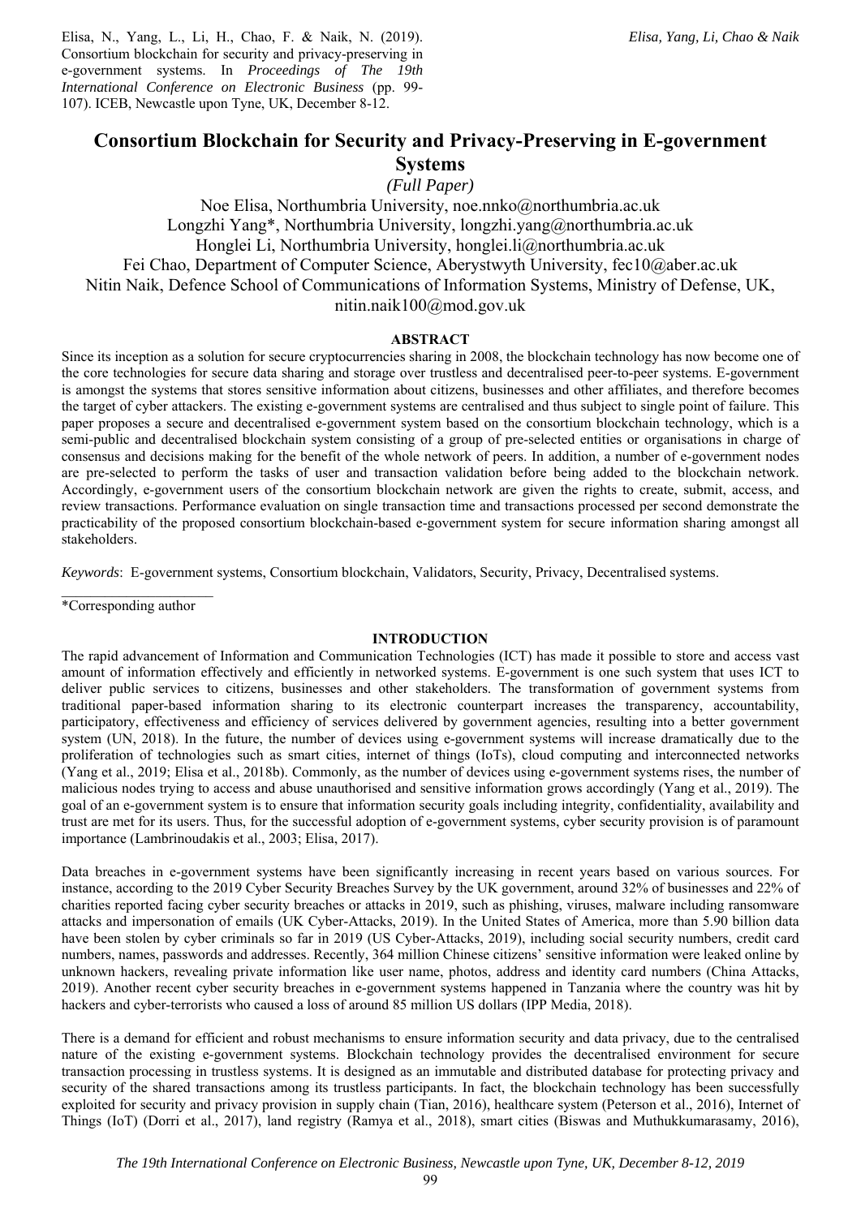Elisa, N., Yang, L., Li, H., Chao, F. & Naik, N. (2019). Consortium blockchain for security and privacy-preserving in e-government systems. In *Proceedings of The 19th International Conference on Electronic Business* (pp. 99-107). ICEB, Newcastle upon Tyne, UK, December 8-12.

# Consortium Blockchain for Security and Privacy-Preserving in E-government Systems

*(Full Paper)*

Noe Elisa, Northumbria University, noe.nnko@northumbria.ac.uk
Longzhi Yang*, Northumbria University, longzhi.yang@northumbria.ac.uk
Honglei Li, Northumbria University, honglei.li@northumbria.ac.uk
Fei Chao, Department of Computer Science, Aberystwyth University, fec10@aber.ac.uk
Nitin Naik, Defence School of Communications of Information Systems, Ministry of Defense, UK, nitin.naik100@mod.gov.uk

## ABSTRACT

Since its inception as a solution for secure cryptocurrencies sharing in 2008, the blockchain technology has now become one of the core technologies for secure data sharing and storage over trustless and decentralised peer-to-peer systems. E-government is amongst the systems that stores sensitive information about citizens, businesses and other affiliates, and therefore becomes the target of cyber attackers. The existing e-government systems are centralised and thus subject to single point of failure. This paper proposes a secure and decentralised e-government system based on the consortium blockchain technology, which is a semi-public and decentralised blockchain system consisting of a group of pre-selected entities or organisations in charge of consensus and decisions making for the benefit of the whole network of peers. In addition, a number of e-government nodes are pre-selected to perform the tasks of user and transaction validation before being added to the blockchain network. Accordingly, e-government users of the consortium blockchain network are given the rights to create, submit, access, and review transactions. Performance evaluation on single transaction time and transactions processed per second demonstrate the practicability of the proposed consortium blockchain-based e-government system for secure information sharing amongst all stakeholders.

*Keywords*: E-government systems, Consortium blockchain, Validators, Security, Privacy, Decentralised systems.

*Corresponding author

## INTRODUCTION

The rapid advancement of Information and Communication Technologies (ICT) has made it possible to store and access vast amount of information effectively and efficiently in networked systems. E-government is one such system that uses ICT to deliver public services to citizens, businesses and other stakeholders. The transformation of government systems from traditional paper-based information sharing to its electronic counterpart increases the transparency, accountability, participatory, effectiveness and efficiency of services delivered by government agencies, resulting into a better government system (UN, 2018). In the future, the number of devices using e-government systems will increase dramatically due to the proliferation of technologies such as smart cities, internet of things (IoTs), cloud computing and interconnected networks (Yang et al., 2019; Elisa et al., 2018b). Commonly, as the number of devices using e-government systems rises, the number of malicious nodes trying to access and abuse unauthorised and sensitive information grows accordingly (Yang et al., 2019). The goal of an e-government system is to ensure that information security goals including integrity, confidentiality, availability and trust are met for its users. Thus, for the successful adoption of e-government systems, cyber security provision is of paramount importance (Lambrinoudakis et al., 2003; Elisa, 2017).

Data breaches in e-government systems have been significantly increasing in recent years based on various sources. For instance, according to the 2019 Cyber Security Breaches Survey by the UK government, around 32% of businesses and 22% of charities reported facing cyber security breaches or attacks in 2019, such as phishing, viruses, malware including ransomware attacks and impersonation of emails (UK Cyber-Attacks, 2019). In the United States of America, more than 5.90 billion data have been stolen by cyber criminals so far in 2019 (US Cyber-Attacks, 2019), including social security numbers, credit card numbers, names, passwords and addresses. Recently, 364 million Chinese citizens' sensitive information were leaked online by unknown hackers, revealing private information like user name, photos, address and identity card numbers (China Attacks, 2019). Another recent cyber security breaches in e-government systems happened in Tanzania where the country was hit by hackers and cyber-terrorists who caused a loss of around 85 million US dollars (IPP Media, 2018).

There is a demand for efficient and robust mechanisms to ensure information security and data privacy, due to the centralised nature of the existing e-government systems. Blockchain technology provides the decentralised environment for secure transaction processing in trustless systems. It is designed as an immutable and distributed database for protecting privacy and security of the shared transactions among its trustless participants. In fact, the blockchain technology has been successfully exploited for security and privacy provision in supply chain (Tian, 2016), healthcare system (Peterson et al., 2016), Internet of Things (IoT) (Dorri et al., 2017), land registry (Ramya et al., 2018), smart cities (Biswas and Muthukkumarasamy, 2016),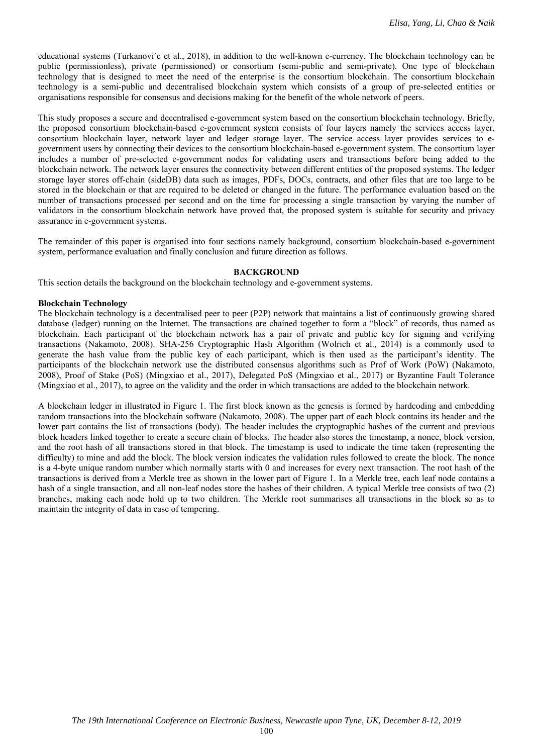educational systems (Turkanovi´c et al., 2018), in addition to the well-known e-currency. The blockchain technology can be public (permissionless), private (permissioned) or consortium (semi-public and semi-private). One type of blockchain technology that is designed to meet the need of the enterprise is the consortium blockchain. The consortium blockchain technology is a semi-public and decentralised blockchain system which consists of a group of pre-selected entities or organisations responsible for consensus and decisions making for the benefit of the whole network of peers.

This study proposes a secure and decentralised e-government system based on the consortium blockchain technology. Briefly, the proposed consortium blockchain-based e-government system consists of four layers namely the services access layer, consortium blockchain layer, network layer and ledger storage layer. The service access layer provides services to e-government users by connecting their devices to the consortium blockchain-based e-government system. The consortium layer includes a number of pre-selected e-government nodes for validating users and transactions before being added to the blockchain network. The network layer ensures the connectivity between different entities of the proposed systems. The ledger storage layer stores off-chain (sideDB) data such as images, PDFs, DOCs, contracts, and other files that are too large to be stored in the blockchain or that are required to be deleted or changed in the future. The performance evaluation based on the number of transactions processed per second and on the time for processing a single transaction by varying the number of validators in the consortium blockchain network have proved that, the proposed system is suitable for security and privacy assurance in e-government systems.

The remainder of this paper is organised into four sections namely background, consortium blockchain-based e-government system, performance evaluation and finally conclusion and future direction as follows.

## BACKGROUND

This section details the background on the blockchain technology and e-government systems.

### Blockchain Technology

The blockchain technology is a decentralised peer to peer (P2P) network that maintains a list of continuously growing shared database (ledger) running on the Internet. The transactions are chained together to form a "block" of records, thus named as blockchain. Each participant of the blockchain network has a pair of private and public key for signing and verifying transactions (Nakamoto, 2008). SHA-256 Cryptographic Hash Algorithm (Wolrich et al., 2014) is a commonly used to generate the hash value from the public key of each participant, which is then used as the participant's identity. The participants of the blockchain network use the distributed consensus algorithms such as Prof of Work (PoW) (Nakamoto, 2008), Proof of Stake (PoS) (Mingxiao et al., 2017), Delegated PoS (Mingxiao et al., 2017) or Byzantine Fault Tolerance (Mingxiao et al., 2017), to agree on the validity and the order in which transactions are added to the blockchain network.

A blockchain ledger in illustrated in Figure 1. The first block known as the genesis is formed by hardcoding and embedding random transactions into the blockchain software (Nakamoto, 2008). The upper part of each block contains its header and the lower part contains the list of transactions (body). The header includes the cryptographic hashes of the current and previous block headers linked together to create a secure chain of blocks. The header also stores the timestamp, a nonce, block version, and the root hash of all transactions stored in that block. The timestamp is used to indicate the time taken (representing the difficulty) to mine and add the block. The block version indicates the validation rules followed to create the block. The nonce is a 4-byte unique random number which normally starts with 0 and increases for every next transaction. The root hash of the transactions is derived from a Merkle tree as shown in the lower part of Figure 1. In a Merkle tree, each leaf node contains a hash of a single transaction, and all non-leaf nodes store the hashes of their children. A typical Merkle tree consists of two (2) branches, making each node hold up to two children. The Merkle root summarises all transactions in the block so as to maintain the integrity of data in case of tempering.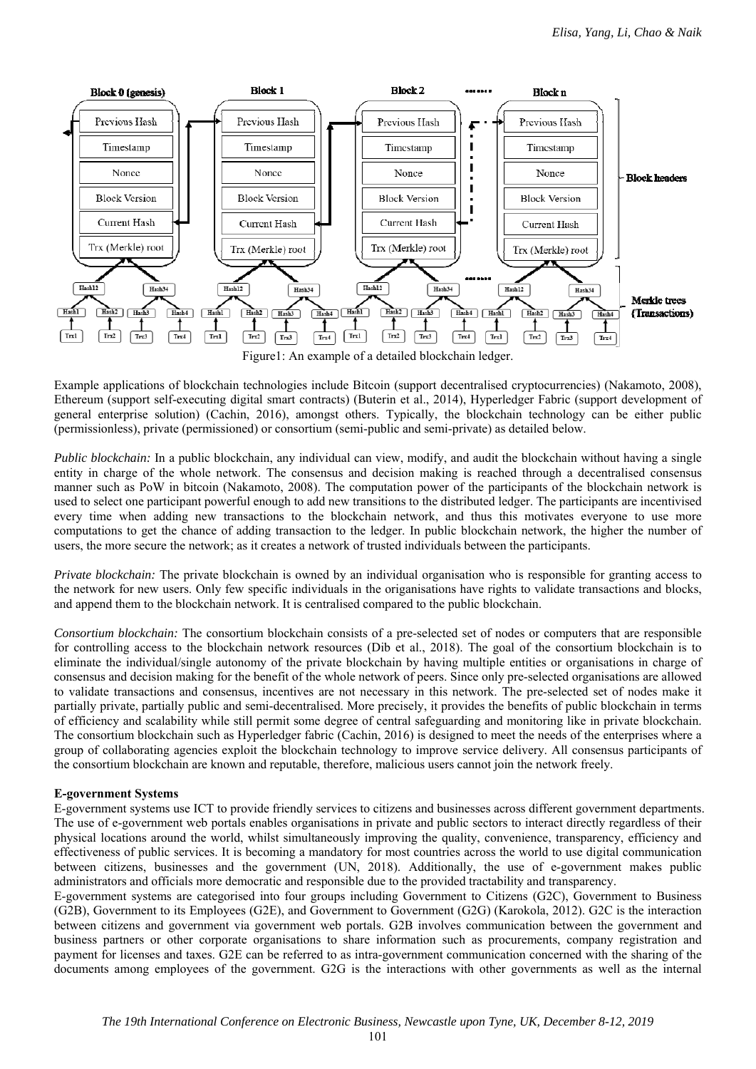Figure1: An example of a detailed blockchain ledger.

Example applications of blockchain technologies include Bitcoin (support decentralised cryptocurrencies) (Nakamoto, 2008), Ethereum (support self-executing digital smart contracts) (Buterin et al., 2014), Hyperledger Fabric (support development of general enterprise solution) (Cachin, 2016), amongst others. Typically, the blockchain technology can be either public (permissionless), private (permissioned) or consortium (semi-public and semi-private) as detailed below.

*Public blockchain:* In a public blockchain, any individual can view, modify, and audit the blockchain without having a single entity in charge of the whole network. The consensus and decision making is reached through a decentralised consensus manner such as PoW in bitcoin (Nakamoto, 2008). The computation power of the participants of the blockchain network is used to select one participant powerful enough to add new transitions to the distributed ledger. The participants are incentivised every time when adding new transactions to the blockchain network, and thus this motivates everyone to use more computations to get the chance of adding transaction to the ledger. In public blockchain network, the higher the number of users, the more secure the network; as it creates a network of trusted individuals between the participants.

*Private blockchain:* The private blockchain is owned by an individual organisation who is responsible for granting access to the network for new users. Only few specific individuals in the origanisations have rights to validate transactions and blocks, and append them to the blockchain network. It is centralised compared to the public blockchain.

*Consortium blockchain:* The consortium blockchain consists of a pre-selected set of nodes or computers that are responsible for controlling access to the blockchain network resources (Dib et al., 2018). The goal of the consortium blockchain is to eliminate the individual/single autonomy of the private blockchain by having multiple entities or organisations in charge of consensus and decision making for the benefit of the whole network of peers. Since only pre-selected organisations are allowed to validate transactions and consensus, incentives are not necessary in this network. The pre-selected set of nodes make it partially private, partially public and semi-decentralised. More precisely, it provides the benefits of public blockchain in terms of efficiency and scalability while still permit some degree of central safeguarding and monitoring like in private blockchain. The consortium blockchain such as Hyperledger fabric (Cachin, 2016) is designed to meet the needs of the enterprises where a group of collaborating agencies exploit the blockchain technology to improve service delivery. All consensus participants of the consortium blockchain are known and reputable, therefore, malicious users cannot join the network freely.

**E-government Systems**

E-government systems use ICT to provide friendly services to citizens and businesses across different government departments. The use of e-government web portals enables organisations in private and public sectors to interact directly regardless of their physical locations around the world, whilst simultaneously improving the quality, convenience, transparency, efficiency and effectiveness of public services. It is becoming a mandatory for most countries across the world to use digital communication between citizens, businesses and the government (UN, 2018). Additionally, the use of e-government makes public administrators and officials more democratic and responsible due to the provided tractability and transparency.

E-government systems are categorised into four groups including Government to Citizens (G2C), Government to Business (G2B), Government to its Employees (G2E), and Government to Government (G2G) (Karokola, 2012). G2C is the interaction between citizens and government via government web portals. G2B involves communication between the government and business partners or other corporate organisations to share information such as procurements, company registration and payment for licenses and taxes. G2E can be referred to as intra-government communication concerned with the sharing of the documents among employees of the government. G2G is the interactions with other governments as well as the internal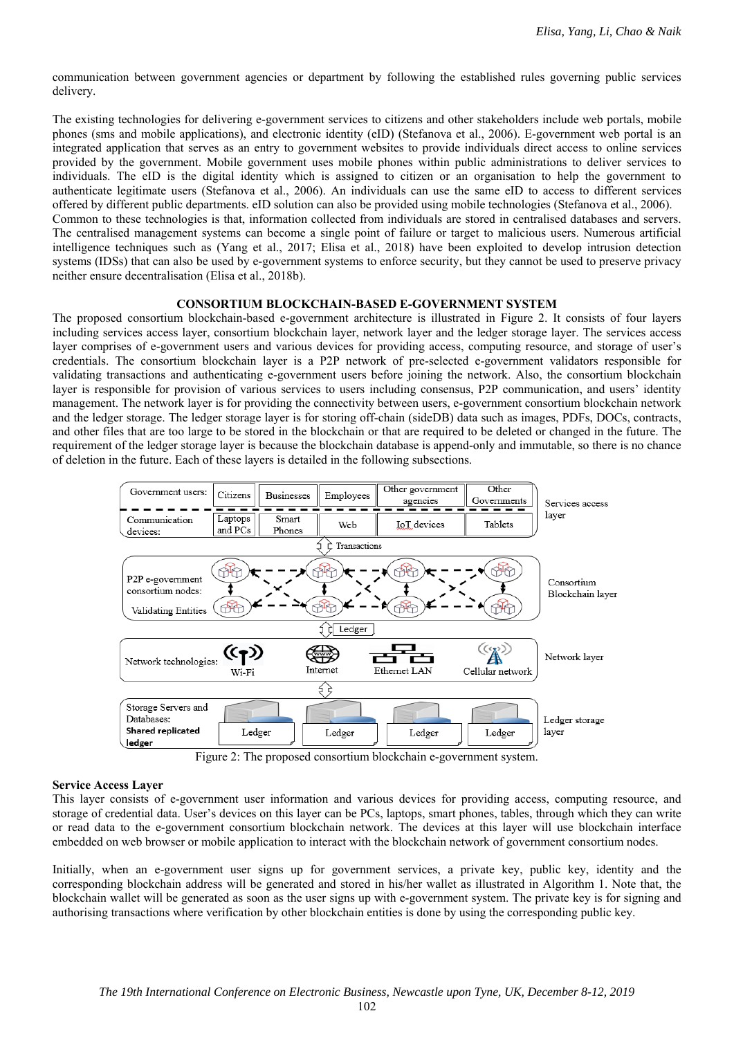communication between government agencies or department by following the established rules governing public services delivery.

The existing technologies for delivering e-government services to citizens and other stakeholders include web portals, mobile phones (sms and mobile applications), and electronic identity (eID) (Stefanova et al., 2006). E-government web portal is an integrated application that serves as an entry to government websites to provide individuals direct access to online services provided by the government. Mobile government uses mobile phones within public administrations to deliver services to individuals. The eID is the digital identity which is assigned to citizen or an organisation to help the government to authenticate legitimate users (Stefanova et al., 2006). An individuals can use the same eID to access to different services offered by different public departments. eID solution can also be provided using mobile technologies (Stefanova et al., 2006).
Common to these technologies is that, information collected from individuals are stored in centralised databases and servers. The centralised management systems can become a single point of failure or target to malicious users. Numerous artificial intelligence techniques such as (Yang et al., 2017; Elisa et al., 2018) have been exploited to develop intrusion detection systems (IDSs) that can also be used by e-government systems to enforce security, but they cannot be used to preserve privacy neither ensure decentralisation (Elisa et al., 2018b).

## CONSORTIUM BLOCKCHAIN-BASED E-GOVERNMENT SYSTEM

The proposed consortium blockchain-based e-government architecture is illustrated in Figure 2. It consists of four layers including services access layer, consortium blockchain layer, network layer and the ledger storage layer. The services access layer comprises of e-government users and various devices for providing access, computing resource, and storage of user's credentials. The consortium blockchain layer is a P2P network of pre-selected e-government validators responsible for validating transactions and authenticating e-government users before joining the network. Also, the consortium blockchain layer is responsible for provision of various services to users including consensus, P2P communication, and users' identity management. The network layer is for providing the connectivity between users, e-government consortium blockchain network and the ledger storage. The ledger storage layer is for storing off-chain (sideDB) data such as images, PDFs, DOCs, contracts, and other files that are too large to be stored in the blockchain or that are required to be deleted or changed in the future. The requirement of the ledger storage layer is because the blockchain database is append-only and immutable, so there is no chance of deletion in the future. Each of these layers is detailed in the following subsections.

| Services access layer | | | | | |
|---|---|---|---|---|---|
| Government users: | Citizens | Businesses | Employees | Other government agencies | Other Governments |
| Communication devices: | Laptops and PCs | Smart Phones | Web | IoT devices | Tablets |

Transactions

Consortium Blockchain layer: P2P e-government consortium nodes: Validating Entities

Ledger

Network layer — Network technologies: Wi-Fi, Internet, Ethernet LAN, Cellular network

Ledger storage layer — Storage Servers and Databases: **Shared replicated ledger** — Ledger, Ledger, Ledger, Ledger

Figure 2: The proposed consortium blockchain e-government system.

### Service Access Layer

This layer consists of e-government user information and various devices for providing access, computing resource, and storage of credential data. User's devices on this layer can be PCs, laptops, smart phones, tables, through which they can write or read data to the e-government consortium blockchain network. The devices at this layer will use blockchain interface embedded on web browser or mobile application to interact with the blockchain network of government consortium nodes.

Initially, when an e-government user signs up for government services, a private key, public key, identity and the corresponding blockchain address will be generated and stored in his/her wallet as illustrated in Algorithm 1. Note that, the blockchain wallet will be generated as soon as the user signs up with e-government system. The private key is for signing and authorising transactions where verification by other blockchain entities is done by using the corresponding public key.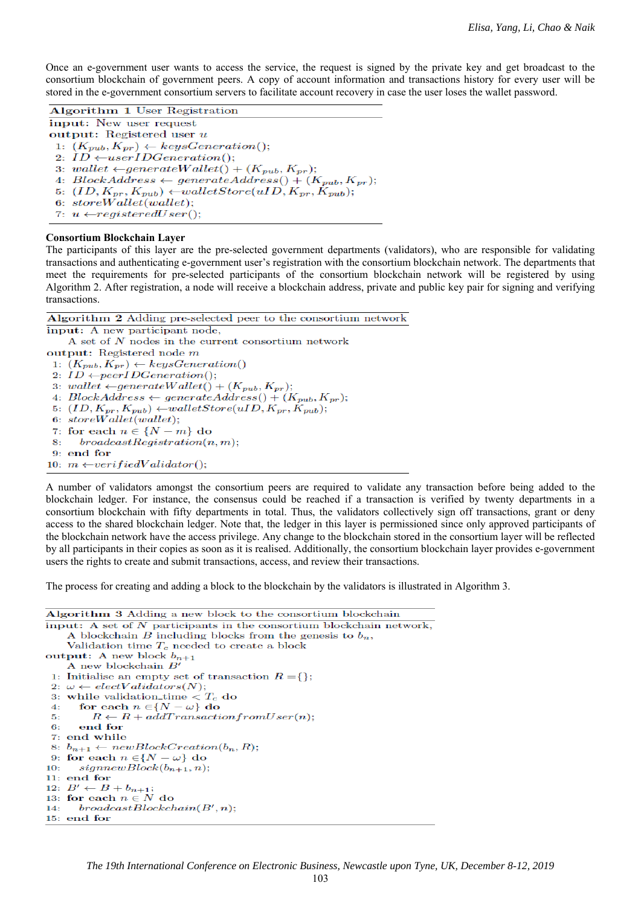Once an e-government user wants to access the service, the request is signed by the private key and get broadcast to the consortium blockchain of government peers. A copy of account information and transactions history for every user will be stored in the e-government consortium servers to facilitate account recovery in case the user loses the wallet password.

**Algorithm 1** User Registration

**input:** New user request
**output:** Registered user $u$

1: $(K_{pub}, K_{pr}) \leftarrow keysGeneration()$;
2: $ID \leftarrow userIDGeneration()$;
3: $wallet \leftarrow generateWallet() + (K_{pub}, K_{pr})$;
4: $BlockAddress \leftarrow generateAddress() + (K_{pub}, K_{pr})$;
5: $(ID, K_{pr}, K_{pub}) \leftarrow walletStore(uID, K_{pr}, K_{pub})$;
6: $storeWallet(wallet)$;
7: $u \leftarrow registeredUser()$;

**Consortium Blockchain Layer**

The participants of this layer are the pre-selected government departments (validators), who are responsible for validating transactions and authenticating e-government user's registration with the consortium blockchain network. The departments that meet the requirements for pre-selected participants of the consortium blockchain network will be registered by using Algorithm 2. After registration, a node will receive a blockchain address, private and public key pair for signing and verifying transactions.

**Algorithm 2** Adding pre-selected peer to the consortium network

**input:** A new participant node,
A set of $N$ nodes in the current consortium network
**output:** Registered node $m$

1: $(K_{pub}, K_{pr}) \leftarrow keysGeneration()$
2: $ID \leftarrow peerIDGeneration()$;
3: $wallet \leftarrow generateWallet() + (K_{pub}, K_{pr})$;
4: $BlockAddress \leftarrow generateAddress() + (K_{pub}, K_{pr})$;
5: $(ID, K_{pr}, K_{pub}) \leftarrow walletStore(uID, K_{pr}, K_{pub})$;
6: $storeWallet(wallet)$;
7: **for each** $n \in \{N - m\}$ **do**
8: $\quad broadcastRegistration(n, m)$;
9: **end for**
10: $m \leftarrow verifiedValidator()$;

A number of validators amongst the consortium peers are required to validate any transaction before being added to the blockchain ledger. For instance, the consensus could be reached if a transaction is verified by twenty departments in a consortium blockchain with fifty departments in total. Thus, the validators collectively sign off transactions, grant or deny access to the shared blockchain ledger. Note that, the ledger in this layer is permissioned since only approved participants of the blockchain network have the access privilege. Any change to the blockchain stored in the consortium layer will be reflected by all participants in their copies as soon as it is realised. Additionally, the consortium blockchain layer provides e-government users the rights to create and submit transactions, access, and review their transactions.

The process for creating and adding a block to the blockchain by the validators is illustrated in Algorithm 3.

**Algorithm 3** Adding a new block to the consortium blockchain

**input:** A set of $N$ participants in the consortium blockchain network,
A blockchain $B$ including blocks from the genesis to $b_n$,
Validation time $T_c$ needed to create a block
**output:** A new block $b_{n+1}$
A new blockchain $B'$

1: Initialise an empty set of transaction $R = \{\}$;
2: $\omega \leftarrow electValidators(N)$;
3: **while** validation_time $< T_c$ **do**
4: $\quad$ **for each** $n \in \{N - \omega\}$ **do**
5: $\quad\quad R \leftarrow R + addTransactionfromUser(n)$;
6: $\quad$ **end for**
7: **end while**
8: $b_{n+1} \leftarrow newBlockCreation(b_n, R)$;
9: **for each** $n \in \{N - \omega\}$ **do**
10: $\quad signnewBlock(b_{n+1}, n)$;
11: **end for**
12: $B' \leftarrow B + b_{n+1}$;
13: **for each** $n \in N$ **do**
14: $\quad broadcastBlockchain(B', n)$;
15: **end for**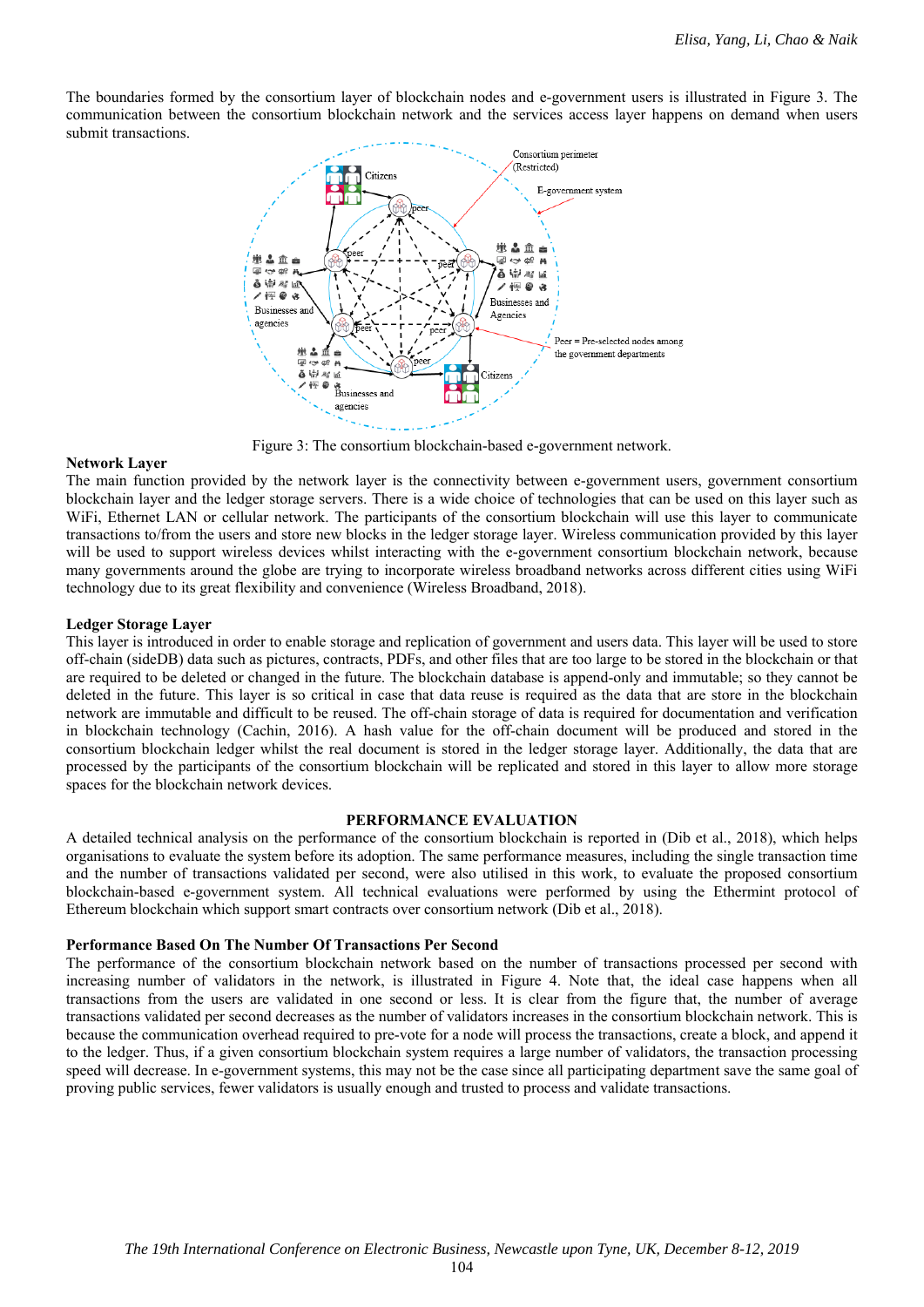The boundaries formed by the consortium layer of blockchain nodes and e-government users is illustrated in Figure 3. The communication between the consortium blockchain network and the services access layer happens on demand when users submit transactions.

Figure 3: The consortium blockchain-based e-government network.

**Network Layer**

The main function provided by the network layer is the connectivity between e-government users, government consortium blockchain layer and the ledger storage servers. There is a wide choice of technologies that can be used on this layer such as WiFi, Ethernet LAN or cellular network. The participants of the consortium blockchain will use this layer to communicate transactions to/from the users and store new blocks in the ledger storage layer. Wireless communication provided by this layer will be used to support wireless devices whilst interacting with the e-government consortium blockchain network, because many governments around the globe are trying to incorporate wireless broadband networks across different cities using WiFi technology due to its great flexibility and convenience (Wireless Broadband, 2018).

**Ledger Storage Layer**

This layer is introduced in order to enable storage and replication of government and users data. This layer will be used to store off-chain (sideDB) data such as pictures, contracts, PDFs, and other files that are too large to be stored in the blockchain or that are required to be deleted or changed in the future. The blockchain database is append-only and immutable; so they cannot be deleted in the future. This layer is so critical in case that data reuse is required as the data that are store in the blockchain network are immutable and difficult to be reused. The off-chain storage of data is required for documentation and verification in blockchain technology (Cachin, 2016). A hash value for the off-chain document will be produced and stored in the consortium blockchain ledger whilst the real document is stored in the ledger storage layer. Additionally, the data that are processed by the participants of the consortium blockchain will be replicated and stored in this layer to allow more storage spaces for the blockchain network devices.

## PERFORMANCE EVALUATION

A detailed technical analysis on the performance of the consortium blockchain is reported in (Dib et al., 2018), which helps organisations to evaluate the system before its adoption. The same performance measures, including the single transaction time and the number of transactions validated per second, were also utilised in this work, to evaluate the proposed consortium blockchain-based e-government system. All technical evaluations were performed by using the Ethermint protocol of Ethereum blockchain which support smart contracts over consortium network (Dib et al., 2018).

**Performance Based On The Number Of Transactions Per Second**

The performance of the consortium blockchain network based on the number of transactions processed per second with increasing number of validators in the network, is illustrated in Figure 4. Note that, the ideal case happens when all transactions from the users are validated in one second or less. It is clear from the figure that, the number of average transactions validated per second decreases as the number of validators increases in the consortium blockchain network. This is because the communication overhead required to pre-vote for a node will process the transactions, create a block, and append it to the ledger. Thus, if a given consortium blockchain system requires a large number of validators, the transaction processing speed will decrease. In e-government systems, this may not be the case since all participating department save the same goal of proving public services, fewer validators is usually enough and trusted to process and validate transactions.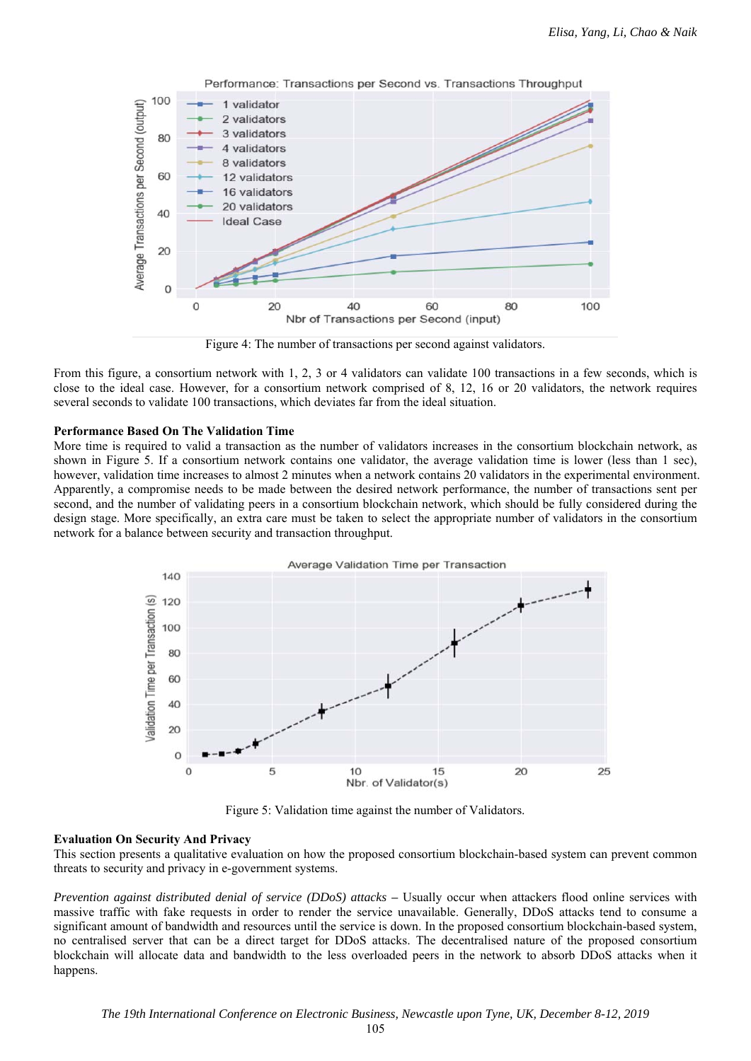Figure 4: The number of transactions per second against validators.

From this figure, a consortium network with 1, 2, 3 or 4 validators can validate 100 transactions in a few seconds, which is close to the ideal case. However, for a consortium network comprised of 8, 12, 16 or 20 validators, the network requires several seconds to validate 100 transactions, which deviates far from the ideal situation.

**Performance Based On The Validation Time**

More time is required to valid a transaction as the number of validators increases in the consortium blockchain network, as shown in Figure 5. If a consortium network contains one validator, the average validation time is lower (less than 1 sec), however, validation time increases to almost 2 minutes when a network contains 20 validators in the experimental environment. Apparently, a compromise needs to be made between the desired network performance, the number of transactions sent per second, and the number of validating peers in a consortium blockchain network, which should be fully considered during the design stage. More specifically, an extra care must be taken to select the appropriate number of validators in the consortium network for a balance between security and transaction throughput.

Figure 5: Validation time against the number of Validators.

**Evaluation On Security And Privacy**

This section presents a qualitative evaluation on how the proposed consortium blockchain-based system can prevent common threats to security and privacy in e-government systems.

*Prevention against distributed denial of service (DDoS) attacks* – Usually occur when attackers flood online services with massive traffic with fake requests in order to render the service unavailable. Generally, DDoS attacks tend to consume a significant amount of bandwidth and resources until the service is down. In the proposed consortium blockchain-based system, no centralised server that can be a direct target for DDoS attacks. The decentralised nature of the proposed consortium blockchain will allocate data and bandwidth to the less overloaded peers in the network to absorb DDoS attacks when it happens.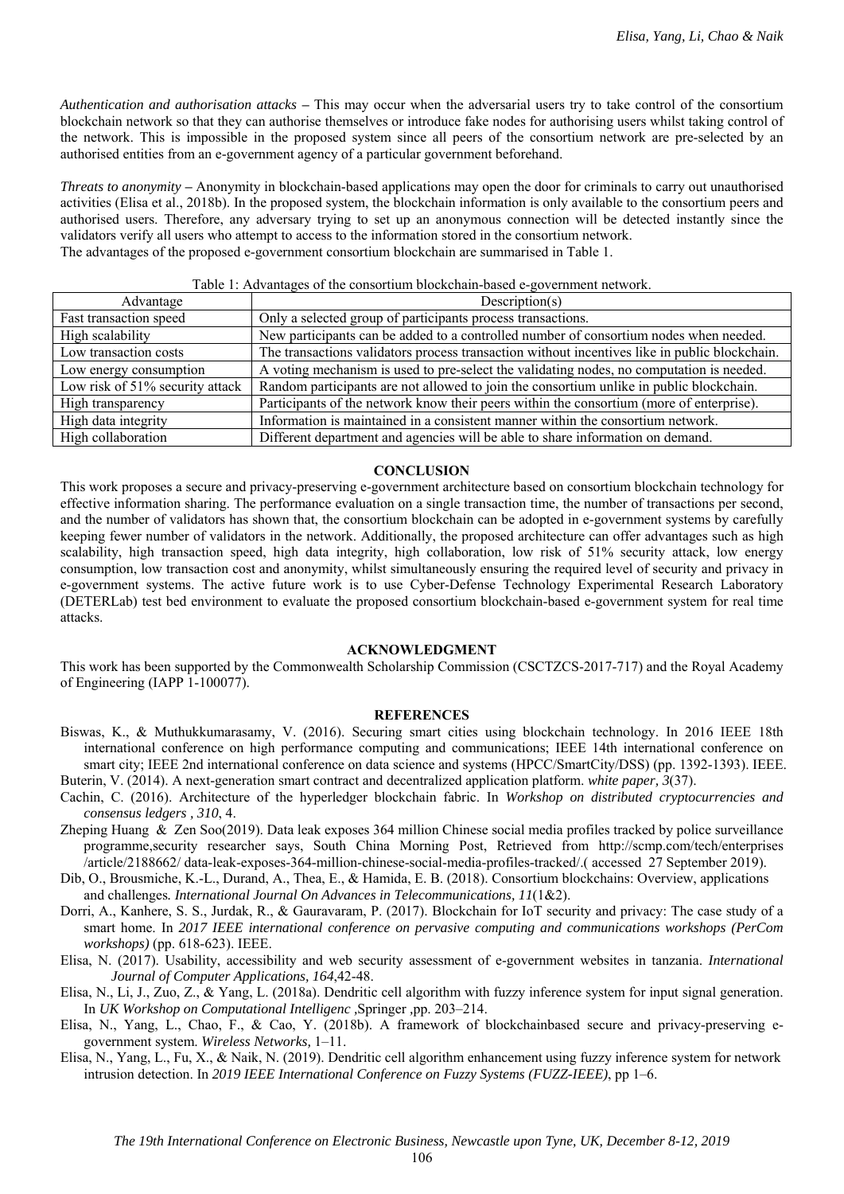*Authentication and authorisation attacks* – This may occur when the adversarial users try to take control of the consortium blockchain network so that they can authorise themselves or introduce fake nodes for authorising users whilst taking control of the network. This is impossible in the proposed system since all peers of the consortium network are pre-selected by an authorised entities from an e-government agency of a particular government beforehand.

*Threats to anonymity* – Anonymity in blockchain-based applications may open the door for criminals to carry out unauthorised activities (Elisa et al., 2018b). In the proposed system, the blockchain information is only available to the consortium peers and authorised users. Therefore, any adversary trying to set up an anonymous connection will be detected instantly since the validators verify all users who attempt to access to the information stored in the consortium network.

The advantages of the proposed e-government consortium blockchain are summarised in Table 1.

Table 1: Advantages of the consortium blockchain-based e-government network.

| Advantage | Description(s) |
|---|---|
| Fast transaction speed | Only a selected group of participants process transactions. |
| High scalability | New participants can be added to a controlled number of consortium nodes when needed. |
| Low transaction costs | The transactions validators process transaction without incentives like in public blockchain. |
| Low energy consumption | A voting mechanism is used to pre-select the validating nodes, no computation is needed. |
| Low risk of 51% security attack | Random participants are not allowed to join the consortium unlike in public blockchain. |
| High transparency | Participants of the network know their peers within the consortium (more of enterprise). |
| High data integrity | Information is maintained in a consistent manner within the consortium network. |
| High collaboration | Different department and agencies will be able to share information on demand. |

## CONCLUSION

This work proposes a secure and privacy-preserving e-government architecture based on consortium blockchain technology for effective information sharing. The performance evaluation on a single transaction time, the number of transactions per second, and the number of validators has shown that, the consortium blockchain can be adopted in e-government systems by carefully keeping fewer number of validators in the network. Additionally, the proposed architecture can offer advantages such as high scalability, high transaction speed, high data integrity, high collaboration, low risk of 51% security attack, low energy consumption, low transaction cost and anonymity, whilst simultaneously ensuring the required level of security and privacy in e-government systems. The active future work is to use Cyber-Defense Technology Experimental Research Laboratory (DETERLab) test bed environment to evaluate the proposed consortium blockchain-based e-government system for real time attacks.

## ACKNOWLEDGMENT

This work has been supported by the Commonwealth Scholarship Commission (CSCTZCS-2017-717) and the Royal Academy of Engineering (IAPP 1-100077).

## REFERENCES

Biswas, K., & Muthukkumarasamy, V. (2016). Securing smart cities using blockchain technology. In 2016 IEEE 18th international conference on high performance computing and communications; IEEE 14th international conference on smart city; IEEE 2nd international conference on data science and systems (HPCC/SmartCity/DSS) (pp. 1392-1393). IEEE.

Buterin, V. (2014). A next-generation smart contract and decentralized application platform. *white paper, 3*(37).

Cachin, C. (2016). Architecture of the hyperledger blockchain fabric. In *Workshop on distributed cryptocurrencies and consensus ledgers , 310*, 4.

Zheping Huang & Zen Soo(2019). Data leak exposes 364 million Chinese social media profiles tracked by police surveillance programme,security researcher says, South China Morning Post, Retrieved from http://scmp.com/tech/enterprises /article/2188662/ data-leak-exposes-364-million-chinese-social-media-profiles-tracked/.( accessed 27 September 2019).

Dib, O., Brousmiche, K.-L., Durand, A., Thea, E., & Hamida, E. B. (2018). Consortium blockchains: Overview, applications and challenges*. International Journal On Advances in Telecommunications, 11*(1&2).

Dorri, A., Kanhere, S. S., Jurdak, R., & Gauravaram, P. (2017). Blockchain for IoT security and privacy: The case study of a smart home. In *2017 IEEE international conference on pervasive computing and communications workshops (PerCom workshops)* (pp. 618-623). IEEE.

Elisa, N. (2017). Usability, accessibility and web security assessment of e-government websites in tanzania. *International Journal of Computer Applications, 164*,42-48.

Elisa, N., Li, J., Zuo, Z., & Yang, L. (2018a). Dendritic cell algorithm with fuzzy inference system for input signal generation. In *UK Workshop on Computational Intelligenc* ,Springer ,pp. 203–214.

Elisa, N., Yang, L., Chao, F., & Cao, Y. (2018b). A framework of blockchainbased secure and privacy-preserving e-government system. *Wireless Networks,* 1–11.

Elisa, N., Yang, L., Fu, X., & Naik, N. (2019). Dendritic cell algorithm enhancement using fuzzy inference system for network intrusion detection. In *2019 IEEE International Conference on Fuzzy Systems (FUZZ-IEEE)*, pp 1–6.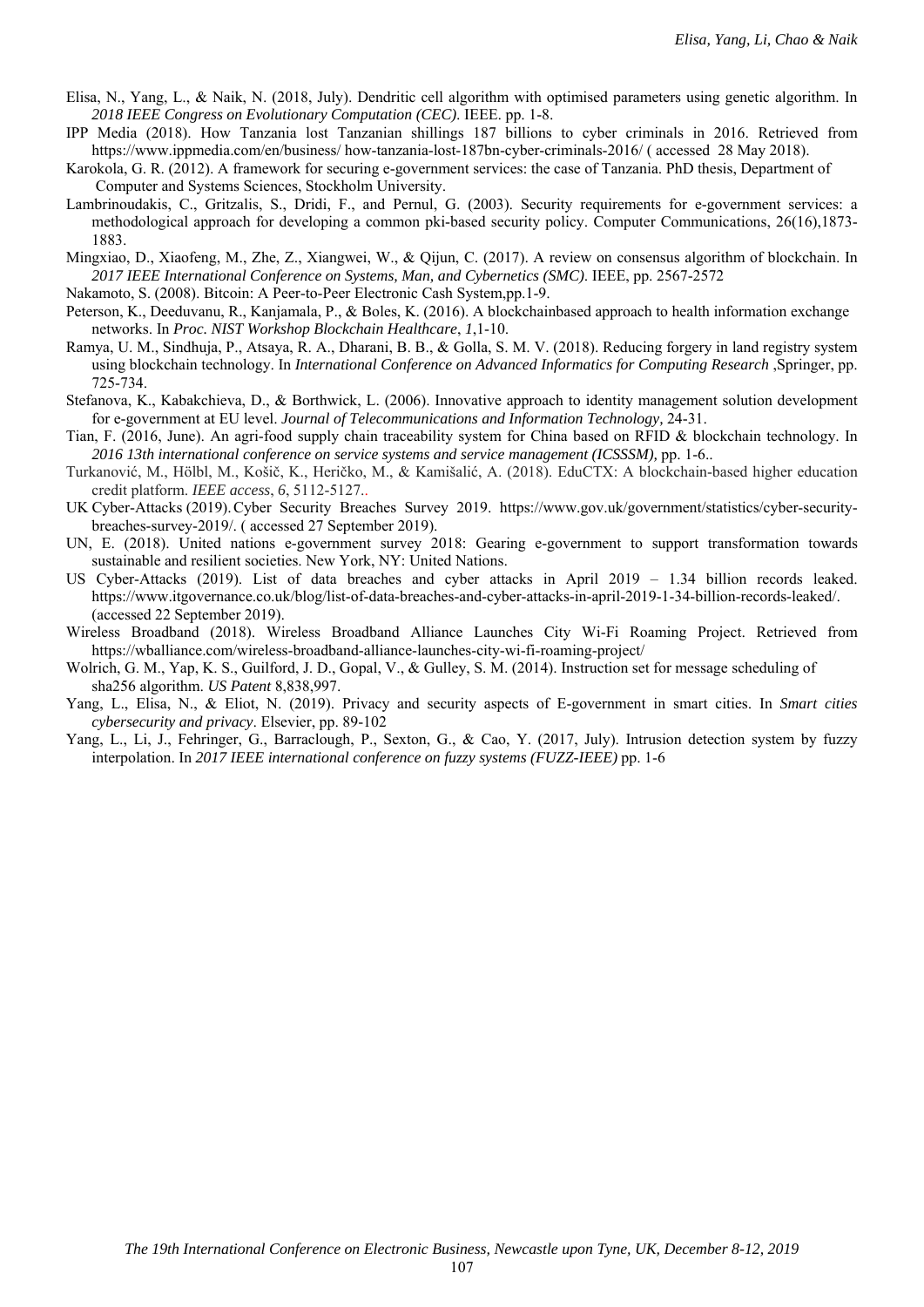Elisa, N., Yang, L., & Naik, N. (2018, July). Dendritic cell algorithm with optimised parameters using genetic algorithm. In *2018 IEEE Congress on Evolutionary Computation (CEC)*. IEEE. pp. 1-8.

IPP Media (2018). How Tanzania lost Tanzanian shillings 187 billions to cyber criminals in 2016. Retrieved from https://www.ippmedia.com/en/business/ how-tanzania-lost-187bn-cyber-criminals-2016/ ( accessed 28 May 2018).

Karokola, G. R. (2012). A framework for securing e-government services: the case of Tanzania. PhD thesis, Department of Computer and Systems Sciences, Stockholm University.

Lambrinoudakis, C., Gritzalis, S., Dridi, F., and Pernul, G. (2003). Security requirements for e-government services: a methodological approach for developing a common pki-based security policy. Computer Communications, 26(16),1873-1883.

Mingxiao, D., Xiaofeng, M., Zhe, Z., Xiangwei, W., & Qijun, C. (2017). A review on consensus algorithm of blockchain. In *2017 IEEE International Conference on Systems, Man, and Cybernetics (SMC)*. IEEE, pp. 2567-2572

Nakamoto, S. (2008). Bitcoin: A Peer-to-Peer Electronic Cash System,pp.1-9.

Peterson, K., Deeduvanu, R., Kanjamala, P., & Boles, K. (2016). A blockchainbased approach to health information exchange networks. In *Proc. NIST Workshop Blockchain Healthcare*, *1*,1-10.

Ramya, U. M., Sindhuja, P., Atsaya, R. A., Dharani, B. B., & Golla, S. M. V. (2018). Reducing forgery in land registry system using blockchain technology. In *International Conference on Advanced Informatics for Computing Research* ,Springer, pp. 725-734.

Stefanova, K., Kabakchieva, D., & Borthwick, L. (2006). Innovative approach to identity management solution development for e-government at EU level. *Journal of Telecommunications and Information Technology,* 24-31.

Tian, F. (2016, June). An agri-food supply chain traceability system for China based on RFID & blockchain technology. In *2016 13th international conference on service systems and service management (ICSSSM),* pp. 1-6..

Turkanović, M., Hölbl, M., Košič, K., Heričko, M., & Kamišalić, A. (2018). EduCTX: A blockchain-based higher education credit platform. *IEEE access*, *6*, 5112-5127..

UK Cyber-Attacks (2019). Cyber Security Breaches Survey 2019. https://www.gov.uk/government/statistics/cyber-security-breaches-survey-2019/. ( accessed 27 September 2019).

UN, E. (2018). United nations e-government survey 2018: Gearing e-government to support transformation towards sustainable and resilient societies. New York, NY: United Nations.

US Cyber-Attacks (2019). List of data breaches and cyber attacks in April 2019 – 1.34 billion records leaked. https://www.itgovernance.co.uk/blog/list-of-data-breaches-and-cyber-attacks-in-april-2019-1-34-billion-records-leaked/. (accessed 22 September 2019).

Wireless Broadband (2018). Wireless Broadband Alliance Launches City Wi-Fi Roaming Project. Retrieved from https://wballiance.com/wireless-broadband-alliance-launches-city-wi-fi-roaming-project/

Wolrich, G. M., Yap, K. S., Guilford, J. D., Gopal, V., & Gulley, S. M. (2014). Instruction set for message scheduling of sha256 algorithm. *US Patent* 8,838,997.

Yang, L., Elisa, N., & Eliot, N. (2019). Privacy and security aspects of E-government in smart cities. In *Smart cities cybersecurity and privacy*. Elsevier, pp. 89-102

Yang, L., Li, J., Fehringer, G., Barraclough, P., Sexton, G., & Cao, Y. (2017, July). Intrusion detection system by fuzzy interpolation. In *2017 IEEE international conference on fuzzy systems (FUZZ-IEEE)* pp. 1-6